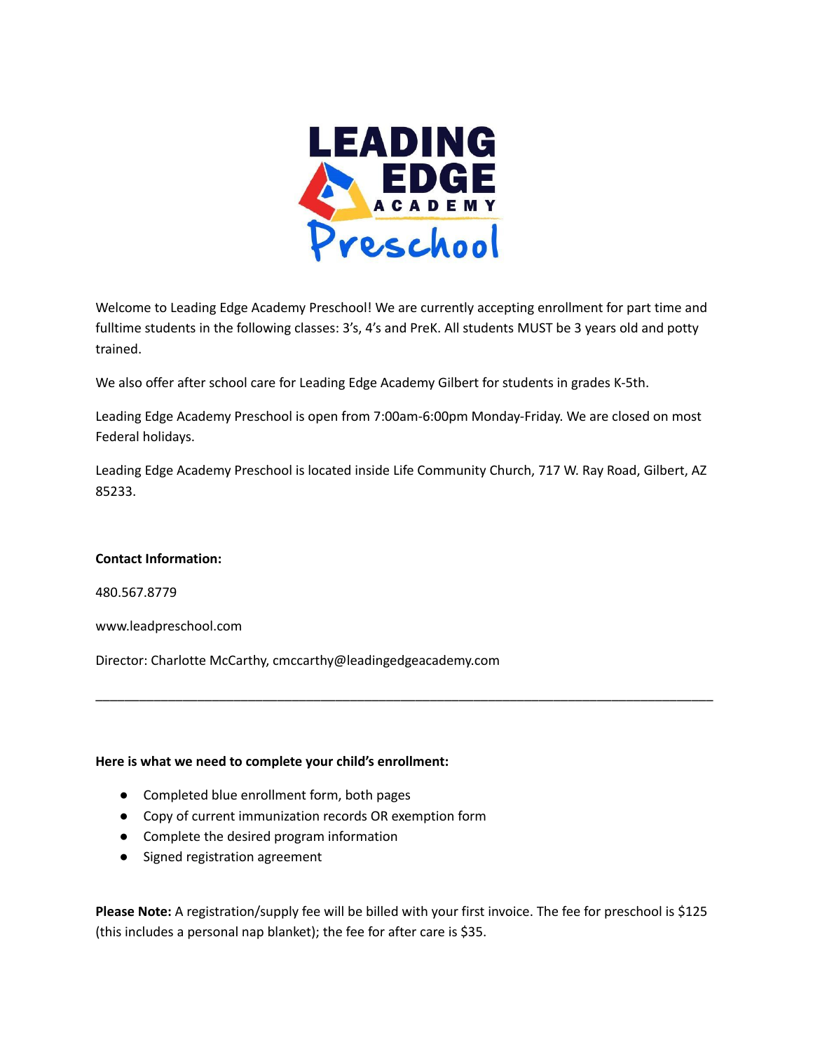Welcome to Leading Edge Academy Preschool! We are currently accepting enrollment for part time and fulltime students in the following classes: 3's, 4's and PreK. All students MUST be 3 years old and potty trained.

We also offer after school care for Leading Edge Academy Gilbert for students in grades K-5th.

Leading Edge Academy Preschool is open from 7:00am-6:00pm Monday-Friday. We are closed on most Federal holidays.

Leading Edge Academy Preschool is located inside Life Community Church, 717 W. Ray Road, Gilbert, AZ 85233.

**Contact Information:**

480.567.8779

www.leadpreschool.com

Director: Charlotte McCarthy, cmccarthy@leadingedgeacademy.com

---

**Here is what we need to complete your child's enrollment:**

- Completed blue enrollment form, both pages
- Copy of current immunization records OR exemption form
- Complete the desired program information
- Signed registration agreement

**Please Note:** A registration/supply fee will be billed with your first invoice. The fee for preschool is $125 (this includes a personal nap blanket); the fee for after care is $35.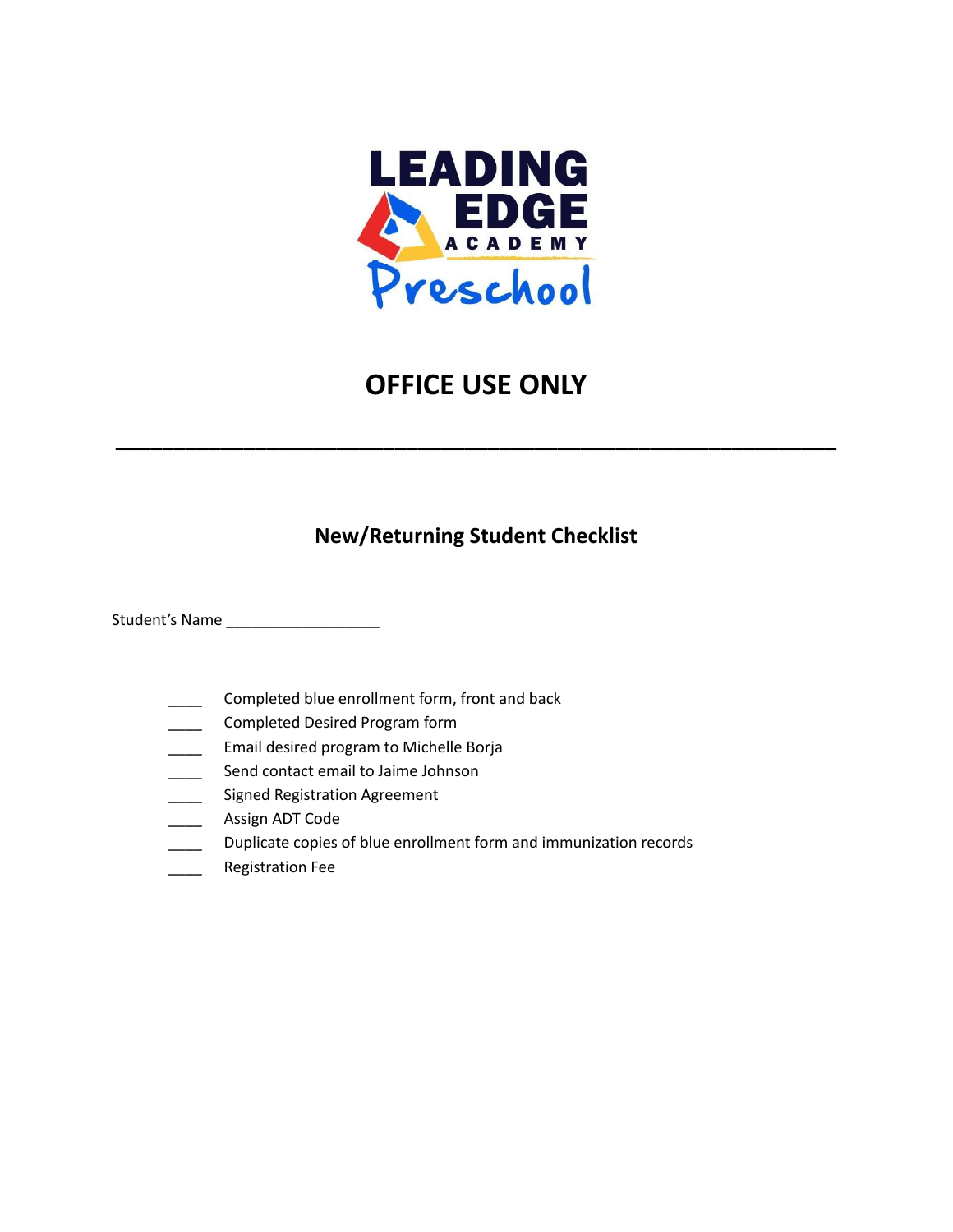# OFFICE USE ONLY

---

## New/Returning Student Checklist

Student's Name __________________

- ____ Completed blue enrollment form, front and back
- ____ Completed Desired Program form
- ____ Email desired program to Michelle Borja
- ____ Send contact email to Jaime Johnson
- ____ Signed Registration Agreement
- ____ Assign ADT Code
- ____ Duplicate copies of blue enrollment form and immunization records
- ____ Registration Fee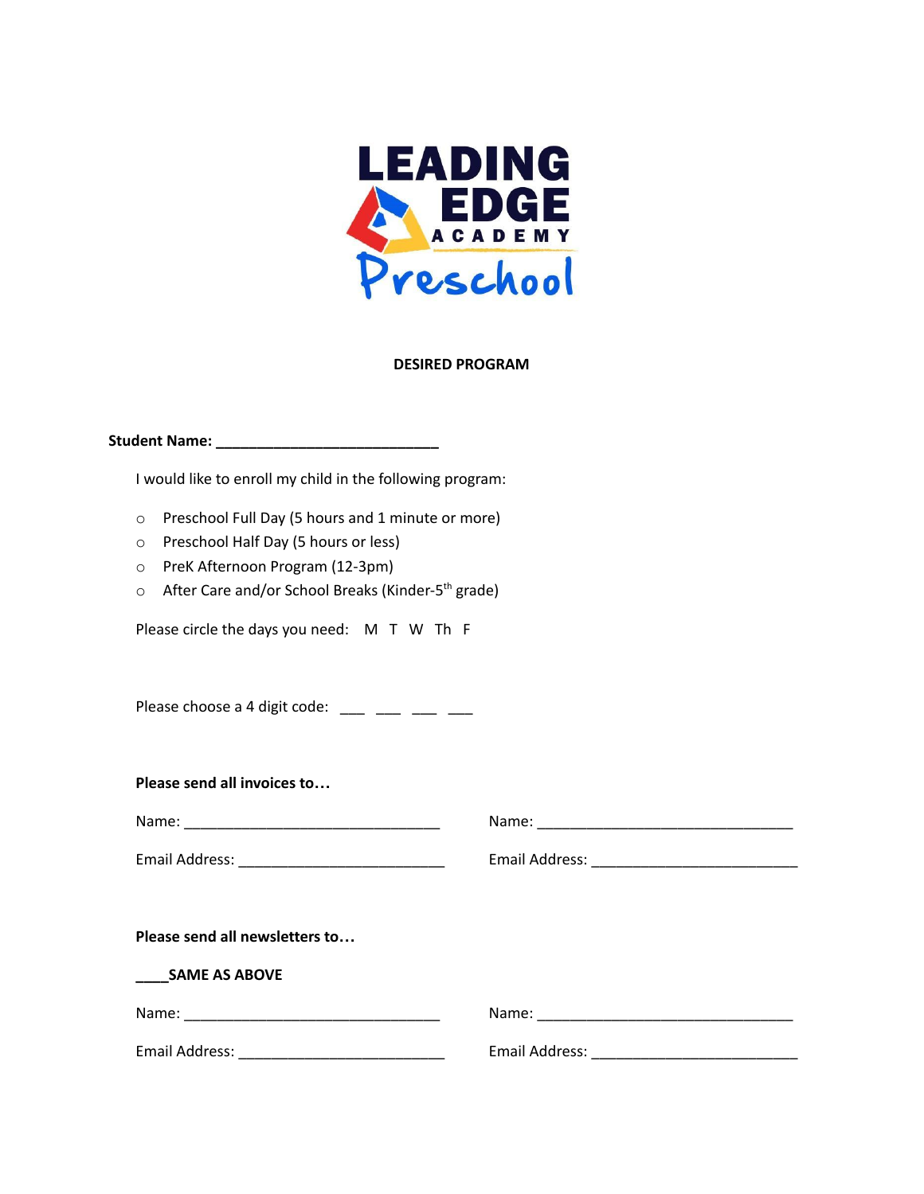LEADING EDGE ACADEMY Preschool

**DESIRED PROGRAM**

**Student Name: ___________________________**

I would like to enroll my child in the following program:

- ○ Preschool Full Day (5 hours and 1 minute or more)
- ○ Preschool Half Day (5 hours or less)
- ○ PreK Afternoon Program (12-3pm)
- ○ After Care and/or School Breaks (Kinder-5th grade)

Please circle the days you need: M T W Th F

Please choose a 4 digit code: ___ ___ ___ ___

**Please send all invoices to…**

Name: _______________________________ Name: _______________________________

Email Address: _________________________ Email Address: _________________________

**Please send all newsletters to…**

**____SAME AS ABOVE**

Name: _______________________________ Name: _______________________________

Email Address: _________________________ Email Address: _________________________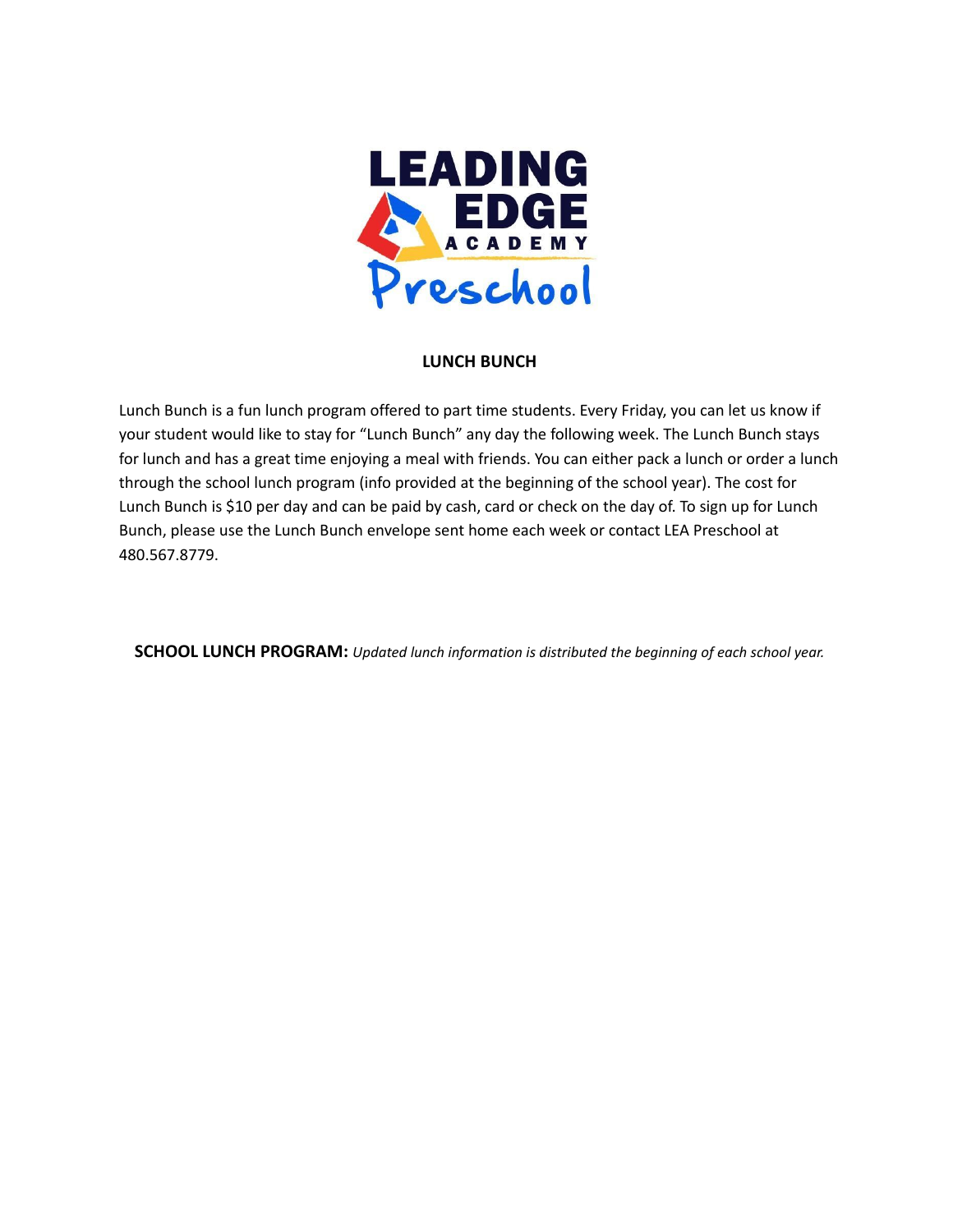## LUNCH BUNCH

Lunch Bunch is a fun lunch program offered to part time students. Every Friday, you can let us know if your student would like to stay for "Lunch Bunch" any day the following week. The Lunch Bunch stays for lunch and has a great time enjoying a meal with friends. You can either pack a lunch or order a lunch through the school lunch program (info provided at the beginning of the school year). The cost for Lunch Bunch is $10 per day and can be paid by cash, card or check on the day of. To sign up for Lunch Bunch, please use the Lunch Bunch envelope sent home each week or contact LEA Preschool at 480.567.8779.

**SCHOOL LUNCH PROGRAM:** *Updated lunch information is distributed the beginning of each school year.*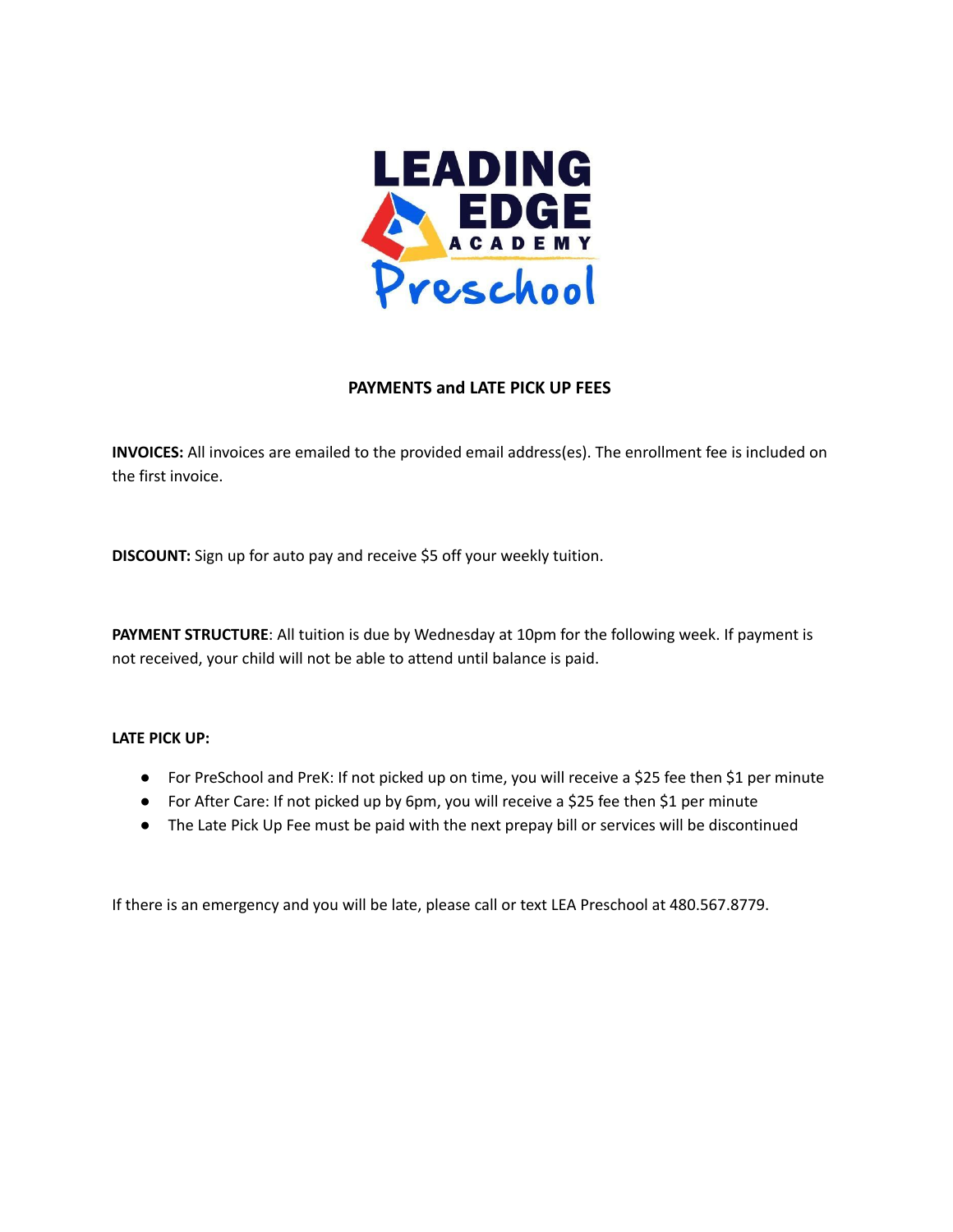## PAYMENTS and LATE PICK UP FEES

**INVOICES:** All invoices are emailed to the provided email address(es). The enrollment fee is included on the first invoice.

**DISCOUNT:** Sign up for auto pay and receive $5 off your weekly tuition.

**PAYMENT STRUCTURE**: All tuition is due by Wednesday at 10pm for the following week. If payment is not received, your child will not be able to attend until balance is paid.

**LATE PICK UP:**

- For PreSchool and PreK: If not picked up on time, you will receive a $25 fee then $1 per minute
- For After Care: If not picked up by 6pm, you will receive a $25 fee then $1 per minute
- The Late Pick Up Fee must be paid with the next prepay bill or services will be discontinued

If there is an emergency and you will be late, please call or text LEA Preschool at 480.567.8779.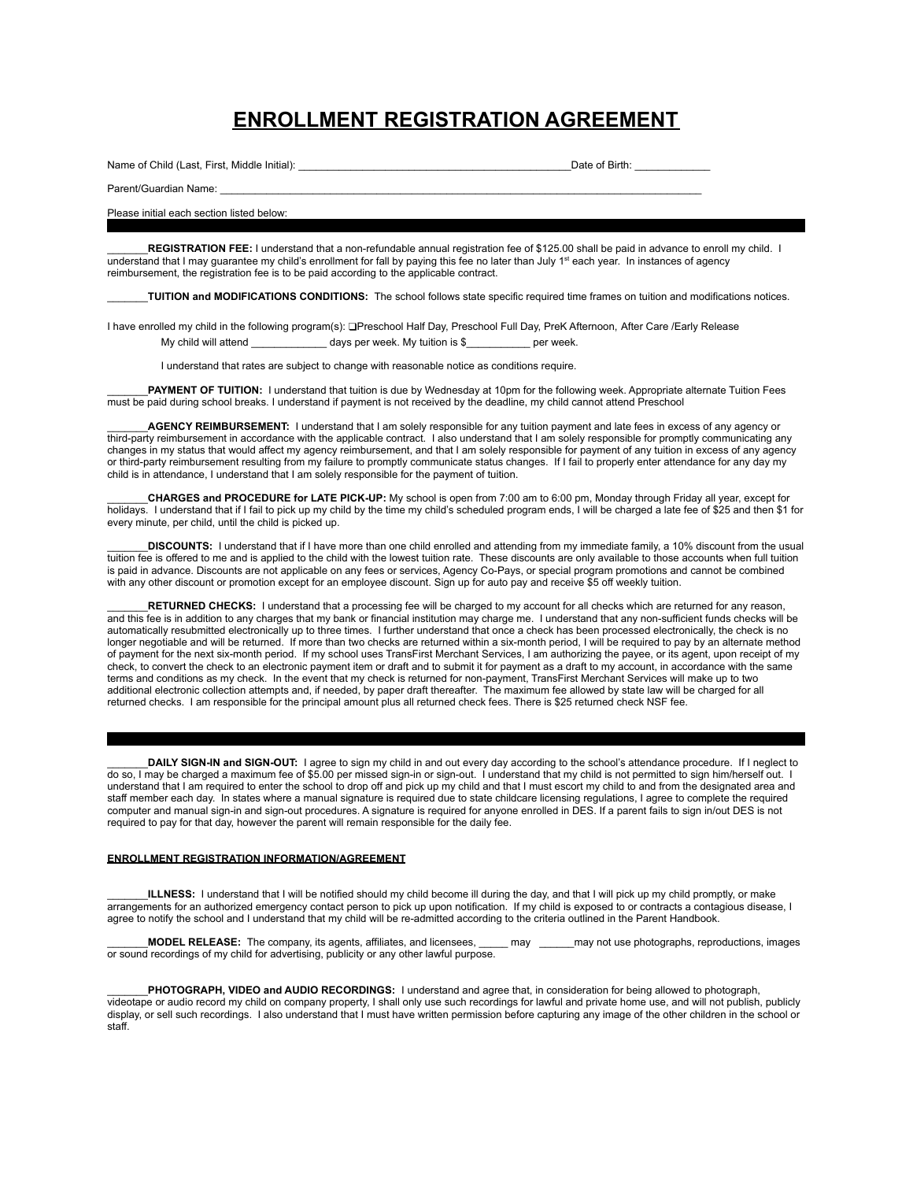# ENROLLMENT REGISTRATION AGREEMENT

Name of Child (Last, First, Middle Initial): _______________________________________________Date of Birth: _____________

Parent/Guardian Name: ___________________________________________________________________________________

Please initial each section listed below:

---

_______**REGISTRATION FEE:** I understand that a non-refundable annual registration fee of $125.00 shall be paid in advance to enroll my child. I understand that I may guarantee my child's enrollment for fall by paying this fee no later than July 1st each year. In instances of agency reimbursement, the registration fee is to be paid according to the applicable contract.

_______**TUITION and MODIFICATIONS CONDITIONS:** The school follows state specific required time frames on tuition and modifications notices.

I have enrolled my child in the following program(s): ❑Preschool Half Day, Preschool Full Day, PreK Afternoon, After Care /Early Release

My child will attend _____________ days per week. My tuition is $___________ per week.

I understand that rates are subject to change with reasonable notice as conditions require.

_______**PAYMENT OF TUITION:** I understand that tuition is due by Wednesday at 10pm for the following week. Appropriate alternate Tuition Fees must be paid during school breaks. I understand if payment is not received by the deadline, my child cannot attend Preschool

_______**AGENCY REIMBURSEMENT:** I understand that I am solely responsible for any tuition payment and late fees in excess of any agency or third-party reimbursement in accordance with the applicable contract. I also understand that I am solely responsible for promptly communicating any changes in my status that would affect my agency reimbursement, and that I am solely responsible for payment of any tuition in excess of any agency or third-party reimbursement resulting from my failure to promptly communicate status changes. If I fail to properly enter attendance for any day my child is in attendance, I understand that I am solely responsible for the payment of tuition.

_______**CHARGES and PROCEDURE for LATE PICK-UP:** My school is open from 7:00 am to 6:00 pm, Monday through Friday all year, except for holidays. I understand that if I fail to pick up my child by the time my child's scheduled program ends, I will be charged a late fee of $25 and then $1 for every minute, per child, until the child is picked up.

_______**DISCOUNTS:** I understand that if I have more than one child enrolled and attending from my immediate family, a 10% discount from the usual tuition fee is offered to me and is applied to the child with the lowest tuition rate. These discounts are only available to those accounts when full tuition is paid in advance. Discounts are not applicable on any fees or services, Agency Co-Pays, or special program promotions and cannot be combined with any other discount or promotion except for an employee discount. Sign up for auto pay and receive $5 off weekly tuition.

_______**RETURNED CHECKS:** I understand that a processing fee will be charged to my account for all checks which are returned for any reason, and this fee is in addition to any charges that my bank or financial institution may charge me. I understand that any non-sufficient funds checks will be automatically resubmitted electronically up to three times. I further understand that once a check has been processed electronically, the check is no longer negotiable and will be returned. If more than two checks are returned within a six-month period, I will be required to pay by an alternate method of payment for the next six-month period. If my school uses TransFirst Merchant Services, I am authorizing the payee, or its agent, upon receipt of my check, to convert the check to an electronic payment item or draft and to submit it for payment as a draft to my account, in accordance with the same terms and conditions as my check. In the event that my check is returned for non-payment, TransFirst Merchant Services will make up to two additional electronic collection attempts and, if needed, by paper draft thereafter. The maximum fee allowed by state law will be charged for all returned checks. I am responsible for the principal amount plus all returned check fees. There is $25 returned check NSF fee.

---

_______**DAILY SIGN-IN and SIGN-OUT:** I agree to sign my child in and out every day according to the school's attendance procedure. If I neglect to do so, I may be charged a maximum fee of $5.00 per missed sign-in or sign-out. I understand that my child is not permitted to sign him/herself out. I understand that I am required to enter the school to drop off and pick up my child and that I must escort my child to and from the designated area and staff member each day. In states where a manual signature is required due to state childcare licensing regulations, I agree to complete the required computer and manual sign-in and sign-out procedures. A signature is required for anyone enrolled in DES. If a parent fails to sign in/out DES is not required to pay for that day, however the parent will remain responsible for the daily fee.

**ENROLLMENT REGISTRATION INFORMATION/AGREEMENT**

_______**ILLNESS:** I understand that I will be notified should my child become ill during the day, and that I will pick up my child promptly, or make arrangements for an authorized emergency contact person to pick up upon notification. If my child is exposed to or contracts a contagious disease, I agree to notify the school and I understand that my child will be re-admitted according to the criteria outlined in the Parent Handbook.

_______**MODEL RELEASE:** The company, its agents, affiliates, and licensees, _____ may ______may not use photographs, reproductions, images or sound recordings of my child for advertising, publicity or any other lawful purpose.

_______**PHOTOGRAPH, VIDEO and AUDIO RECORDINGS:** I understand and agree that, in consideration for being allowed to photograph, videotape or audio record my child on company property, I shall only use such recordings for lawful and private home use, and will not publish, publicly display, or sell such recordings. I also understand that I must have written permission before capturing any image of the other children in the school or staff.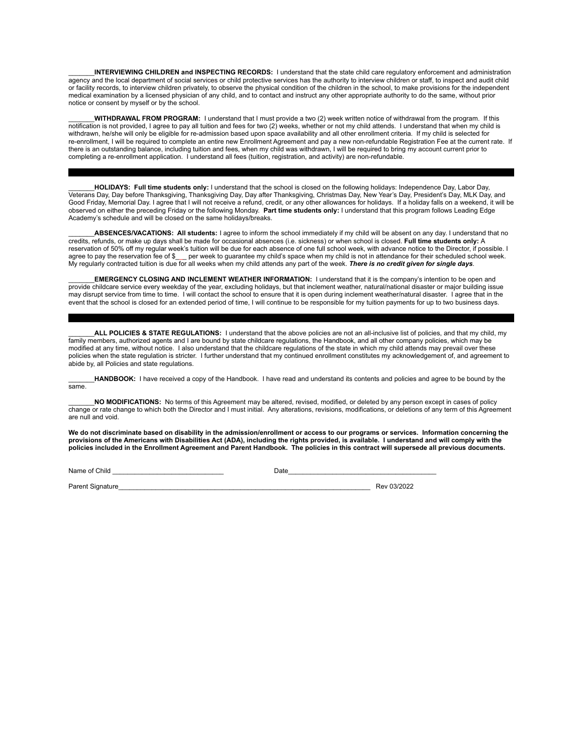_______**INTERVIEWING CHILDREN and INSPECTING RECORDS:** I understand that the state child care regulatory enforcement and administration agency and the local department of social services or child protective services has the authority to interview children or staff, to inspect and audit child or facility records, to interview children privately, to observe the physical condition of the children in the school, to make provisions for the independent medical examination by a licensed physician of any child, and to contact and instruct any other appropriate authority to do the same, without prior notice or consent by myself or by the school.

_______**WITHDRAWAL FROM PROGRAM:** I understand that I must provide a two (2) week written notice of withdrawal from the program. If this notification is not provided, I agree to pay all tuition and fees for two (2) weeks, whether or not my child attends. I understand that when my child is withdrawn, he/she will only be eligible for re-admission based upon space availability and all other enrollment criteria. If my child is selected for re-enrollment, I will be required to complete an entire new Enrollment Agreement and pay a new non-refundable Registration Fee at the current rate. If there is an outstanding balance, including tuition and fees, when my child was withdrawn, I will be required to bring my account current prior to completing a re-enrollment application. I understand all fees (tuition, registration, and activity) are non-refundable.

---

_______**HOLIDAYS: Full time students only:** I understand that the school is closed on the following holidays: Independence Day, Labor Day, Veterans Day, Day before Thanksgiving, Thanksgiving Day, Day after Thanksgiving, Christmas Day, New Year's Day, President's Day, MLK Day, and Good Friday, Memorial Day. I agree that I will not receive a refund, credit, or any other allowances for holidays. If a holiday falls on a weekend, it will be observed on either the preceding Friday or the following Monday. **Part time students only:** I understand that this program follows Leading Edge Academy's schedule and will be closed on the same holidays/breaks.

_______**ABSENCES/VACATIONS: All students:** I agree to inform the school immediately if my child will be absent on any day. I understand that no credits, refunds, or make up days shall be made for occasional absences (i.e. sickness) or when school is closed. **Full time students only:** A reservation of 50% off my regular week's tuition will be due for each absence of one full school week, with advance notice to the Director, if possible. I agree to pay the reservation fee of $___ per week to guarantee my child's space when my child is not in attendance for their scheduled school week. My regularly contracted tuition is due for all weeks when my child attends any part of the week. ***There is no credit given for single days***.

_______**EMERGENCY CLOSING AND INCLEMENT WEATHER INFORMATION:** I understand that it is the company's intention to be open and provide childcare service every weekday of the year, excluding holidays, but that inclement weather, natural/national disaster or major building issue may disrupt service from time to time. I will contact the school to ensure that it is open during inclement weather/natural disaster. I agree that in the event that the school is closed for an extended period of time, I will continue to be responsible for my tuition payments for up to two business days.

---

_______**ALL POLICIES & STATE REGULATIONS:** I understand that the above policies are not an all-inclusive list of policies, and that my child, my family members, authorized agents and I are bound by state childcare regulations, the Handbook, and all other company policies, which may be modified at any time, without notice. I also understand that the childcare regulations of the state in which my child attends may prevail over these policies when the state regulation is stricter. I further understand that my continued enrollment constitutes my acknowledgement of, and agreement to abide by, all Policies and state regulations.

_______**HANDBOOK:** I have received a copy of the Handbook. I have read and understand its contents and policies and agree to be bound by the same.

_______**NO MODIFICATIONS:** No terms of this Agreement may be altered, revised, modified, or deleted by any person except in cases of policy change or rate change to which both the Director and I must initial. Any alterations, revisions, modifications, or deletions of any term of this Agreement are null and void.

**We do not discriminate based on disability in the admission/enrollment or access to our programs or services. Information concerning the provisions of the Americans with Disabilities Act (ADA), including the rights provided, is available. I understand and will comply with the policies included in the Enrollment Agreement and Parent Handbook. The policies in this contract will supersede all previous documents.**

Name of Child ______________________________ Date________________________________________

Parent Signature_____________________________________________________________________ Rev 03/2022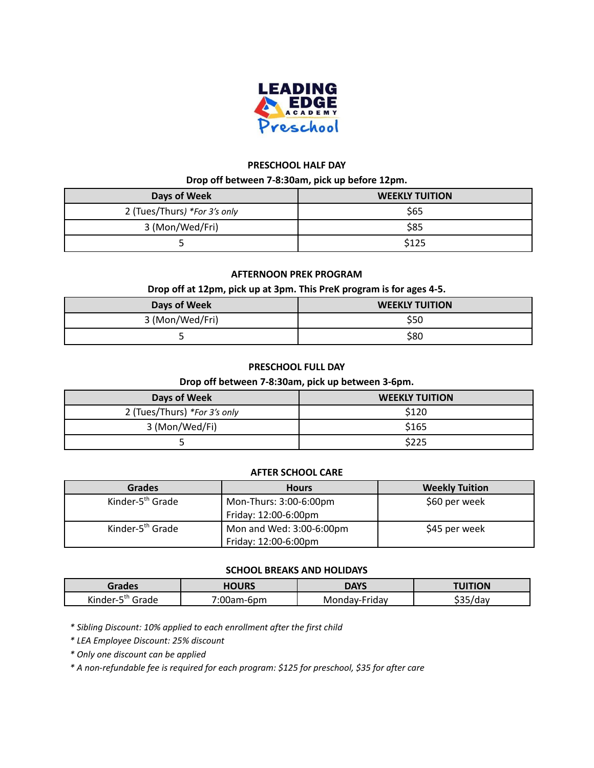LEADING EDGE ACADEMY Preschool

## PRESCHOOL HALF DAY

**Drop off between 7-8:30am, pick up before 12pm.**

| Days of Week | WEEKLY TUITION |
|---|---|
| 2 (Tues/Thurs) *For 3's only* | $65 |
| 3 (Mon/Wed/Fri) | $85 |
| 5 | $125 |

## AFTERNOON PREK PROGRAM

**Drop off at 12pm, pick up at 3pm. This PreK program is for ages 4-5.**

| Days of Week | WEEKLY TUITION |
|---|---|
| 3 (Mon/Wed/Fri) | $50 |
| 5 | $80 |

## PRESCHOOL FULL DAY

**Drop off between 7-8:30am, pick up between 3-6pm.**

| Days of Week | WEEKLY TUITION |
|---|---|
| 2 (Tues/Thurs) *For 3's only* | $120 |
| 3 (Mon/Wed/Fi) | $165 |
| 5 | $225 |

## AFTER SCHOOL CARE

| Grades | Hours | Weekly Tuition |
|---|---|---|
| Kinder-5th Grade | Mon-Thurs: 3:00-6:00pm<br>Friday: 12:00-6:00pm | $60 per week |
| Kinder-5th Grade | Mon and Wed: 3:00-6:00pm<br>Friday: 12:00-6:00pm | $45 per week |

## SCHOOL BREAKS AND HOLIDAYS

| Grades | HOURS | DAYS | TUITION |
|---|---|---|---|
| Kinder-5th Grade | 7:00am-6pm | Monday-Friday | $35/day |

*\* Sibling Discount: 10% applied to each enrollment after the first child*

*\* LEA Employee Discount: 25% discount*

*\* Only one discount can be applied*

*\* A non-refundable fee is required for each program: $125 for preschool, $35 for after care*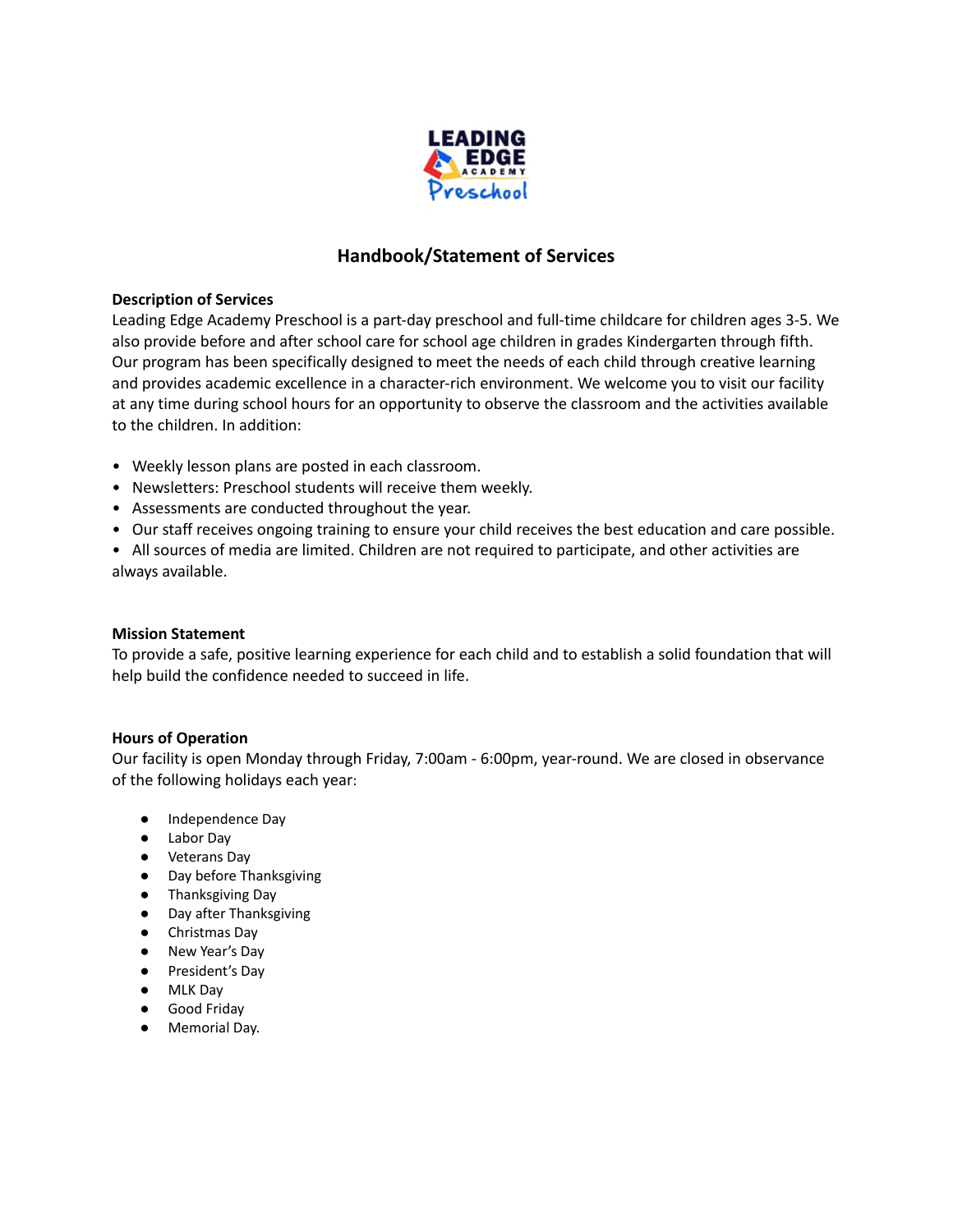## Handbook/Statement of Services

**Description of Services**

Leading Edge Academy Preschool is a part-day preschool and full-time childcare for children ages 3-5. We also provide before and after school care for school age children in grades Kindergarten through fifth. Our program has been specifically designed to meet the needs of each child through creative learning and provides academic excellence in a character-rich environment. We welcome you to visit our facility at any time during school hours for an opportunity to observe the classroom and the activities available to the children. In addition:

- Weekly lesson plans are posted in each classroom.
- Newsletters: Preschool students will receive them weekly.
- Assessments are conducted throughout the year.
- Our staff receives ongoing training to ensure your child receives the best education and care possible.
- All sources of media are limited. Children are not required to participate, and other activities are always available.

**Mission Statement**

To provide a safe, positive learning experience for each child and to establish a solid foundation that will help build the confidence needed to succeed in life.

**Hours of Operation**

Our facility is open Monday through Friday, 7:00am - 6:00pm, year-round. We are closed in observance of the following holidays each year:

- Independence Day
- Labor Day
- Veterans Day
- Day before Thanksgiving
- Thanksgiving Day
- Day after Thanksgiving
- Christmas Day
- New Year's Day
- President's Day
- MLK Day
- Good Friday
- Memorial Day.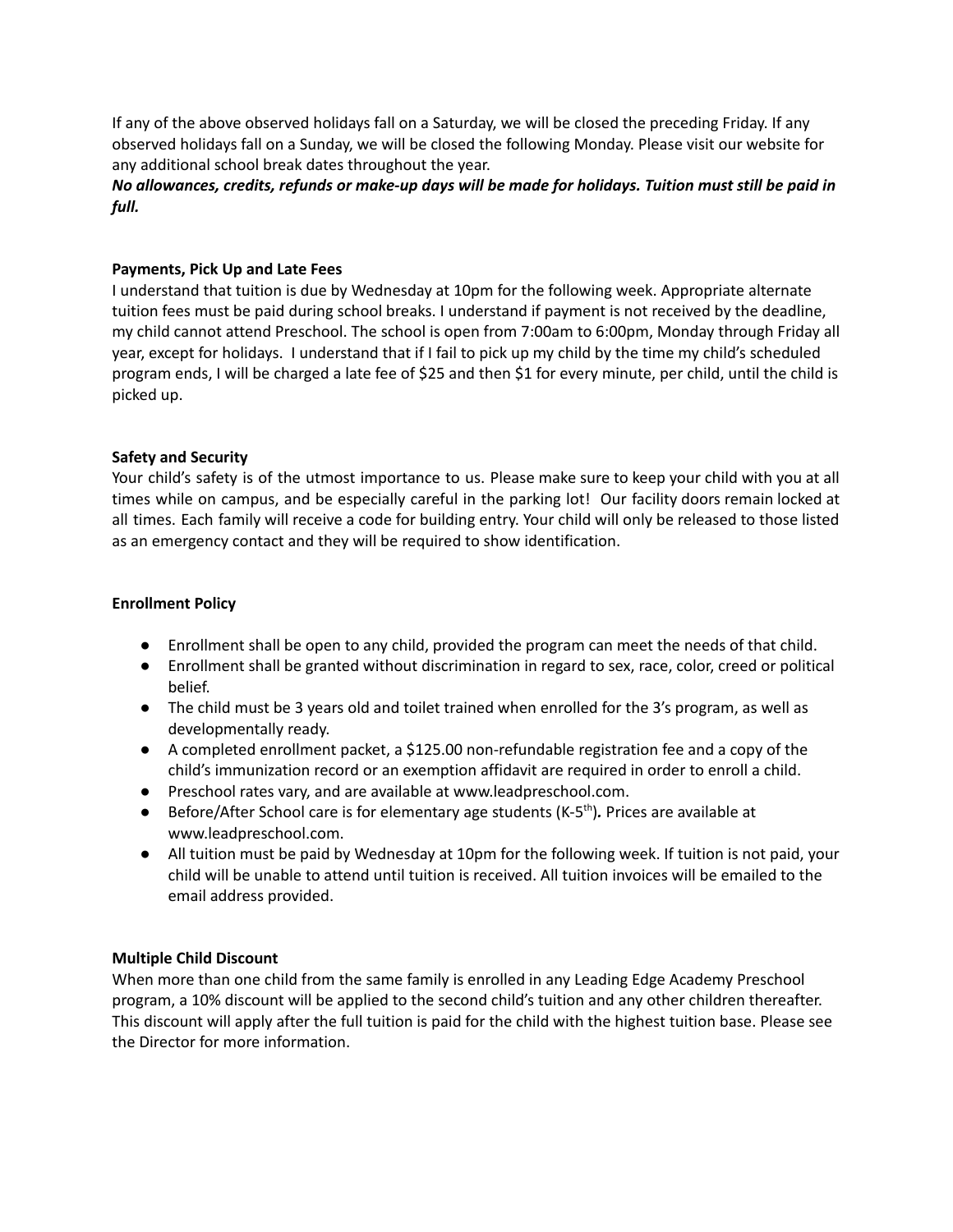If any of the above observed holidays fall on a Saturday, we will be closed the preceding Friday. If any observed holidays fall on a Sunday, we will be closed the following Monday. Please visit our website for any additional school break dates throughout the year.

***No allowances, credits, refunds or make-up days will be made for holidays. Tuition must still be paid in full.***

**Payments, Pick Up and Late Fees**

I understand that tuition is due by Wednesday at 10pm for the following week. Appropriate alternate tuition fees must be paid during school breaks. I understand if payment is not received by the deadline, my child cannot attend Preschool. The school is open from 7:00am to 6:00pm, Monday through Friday all year, except for holidays. I understand that if I fail to pick up my child by the time my child's scheduled program ends, I will be charged a late fee of $25 and then $1 for every minute, per child, until the child is picked up.

**Safety and Security**

Your child's safety is of the utmost importance to us. Please make sure to keep your child with you at all times while on campus, and be especially careful in the parking lot! Our facility doors remain locked at all times. Each family will receive a code for building entry. Your child will only be released to those listed as an emergency contact and they will be required to show identification.

**Enrollment Policy**

- Enrollment shall be open to any child, provided the program can meet the needs of that child.
- Enrollment shall be granted without discrimination in regard to sex, race, color, creed or political belief.
- The child must be 3 years old and toilet trained when enrolled for the 3's program, as well as developmentally ready.
- A completed enrollment packet, a $125.00 non-refundable registration fee and a copy of the child's immunization record or an exemption affidavit are required in order to enroll a child.
- Preschool rates vary, and are available at www.leadpreschool.com.
- Before/After School care is for elementary age students (K-5th)**.** Prices are available at www.leadpreschool.com.
- All tuition must be paid by Wednesday at 10pm for the following week. If tuition is not paid, your child will be unable to attend until tuition is received. All tuition invoices will be emailed to the email address provided.

**Multiple Child Discount**

When more than one child from the same family is enrolled in any Leading Edge Academy Preschool program, a 10% discount will be applied to the second child's tuition and any other children thereafter. This discount will apply after the full tuition is paid for the child with the highest tuition base. Please see the Director for more information.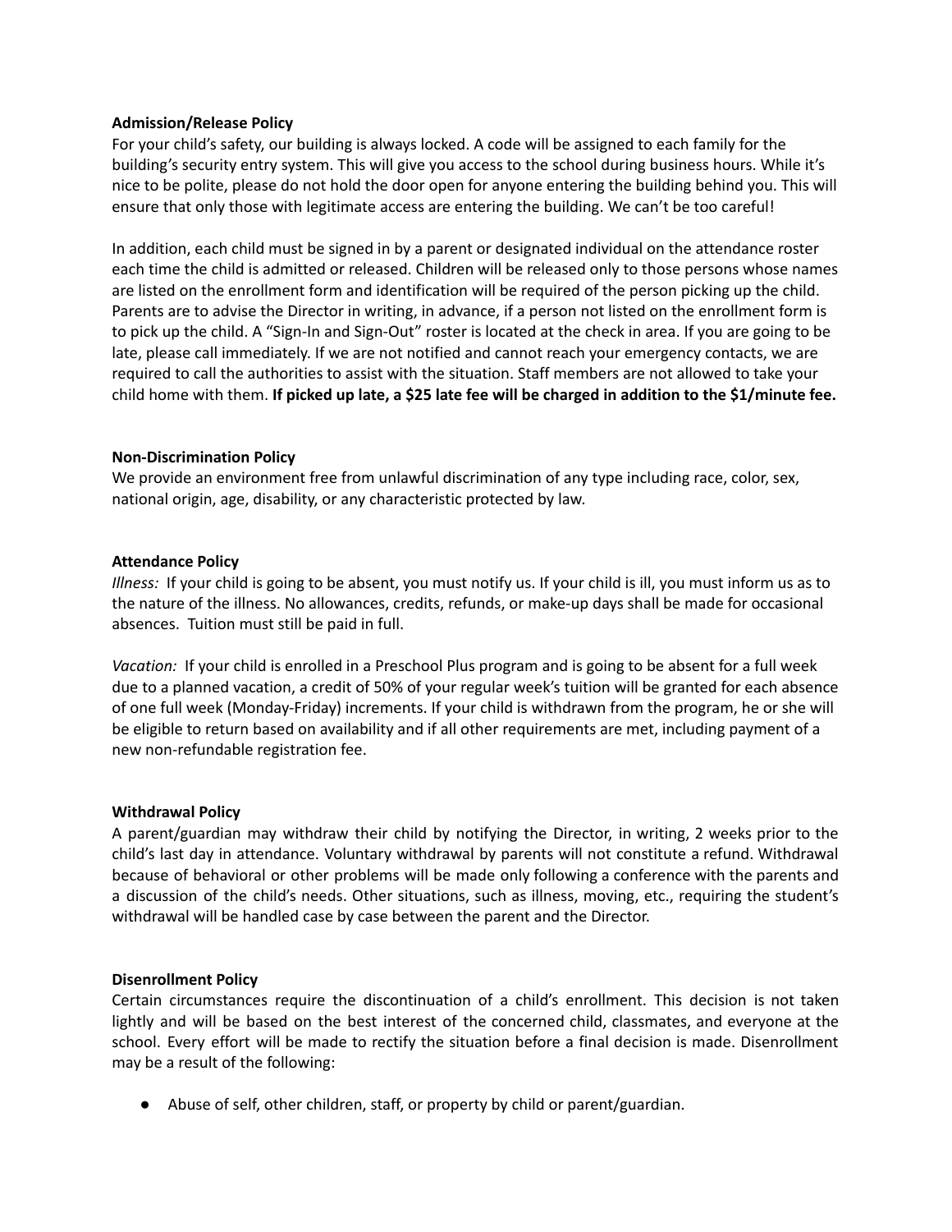**Admission/Release Policy**

For your child's safety, our building is always locked. A code will be assigned to each family for the building's security entry system. This will give you access to the school during business hours. While it's nice to be polite, please do not hold the door open for anyone entering the building behind you. This will ensure that only those with legitimate access are entering the building. We can't be too careful!

In addition, each child must be signed in by a parent or designated individual on the attendance roster each time the child is admitted or released. Children will be released only to those persons whose names are listed on the enrollment form and identification will be required of the person picking up the child. Parents are to advise the Director in writing, in advance, if a person not listed on the enrollment form is to pick up the child. A "Sign-In and Sign-Out" roster is located at the check in area. If you are going to be late, please call immediately. If we are not notified and cannot reach your emergency contacts, we are required to call the authorities to assist with the situation. Staff members are not allowed to take your child home with them. **If picked up late, a $25 late fee will be charged in addition to the $1/minute fee.**

**Non-Discrimination Policy**

We provide an environment free from unlawful discrimination of any type including race, color, sex, national origin, age, disability, or any characteristic protected by law.

**Attendance Policy**

*Illness:* If your child is going to be absent, you must notify us. If your child is ill, you must inform us as to the nature of the illness. No allowances, credits, refunds, or make-up days shall be made for occasional absences. Tuition must still be paid in full.

*Vacation:* If your child is enrolled in a Preschool Plus program and is going to be absent for a full week due to a planned vacation, a credit of 50% of your regular week's tuition will be granted for each absence of one full week (Monday-Friday) increments. If your child is withdrawn from the program, he or she will be eligible to return based on availability and if all other requirements are met, including payment of a new non-refundable registration fee.

**Withdrawal Policy**

A parent/guardian may withdraw their child by notifying the Director, in writing, 2 weeks prior to the child's last day in attendance. Voluntary withdrawal by parents will not constitute a refund. Withdrawal because of behavioral or other problems will be made only following a conference with the parents and a discussion of the child's needs. Other situations, such as illness, moving, etc., requiring the student's withdrawal will be handled case by case between the parent and the Director.

**Disenrollment Policy**

Certain circumstances require the discontinuation of a child's enrollment. This decision is not taken lightly and will be based on the best interest of the concerned child, classmates, and everyone at the school. Every effort will be made to rectify the situation before a final decision is made. Disenrollment may be a result of the following:

- Abuse of self, other children, staff, or property by child or parent/guardian.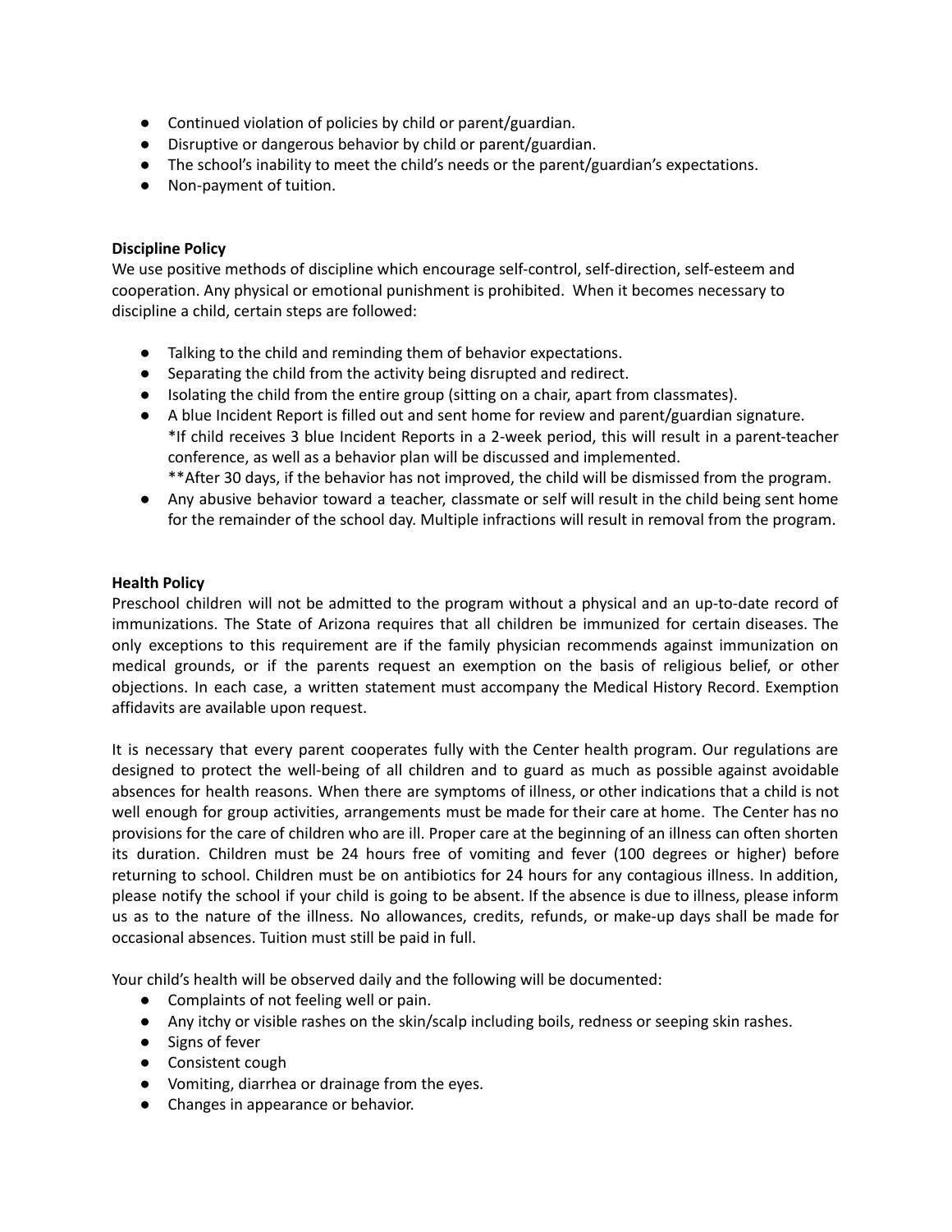- Continued violation of policies by child or parent/guardian.
- Disruptive or dangerous behavior by child or parent/guardian.
- The school's inability to meet the child's needs or the parent/guardian's expectations.
- Non-payment of tuition.

**Discipline Policy**

We use positive methods of discipline which encourage self-control, self-direction, self-esteem and cooperation. Any physical or emotional punishment is prohibited. When it becomes necessary to discipline a child, certain steps are followed:

- Talking to the child and reminding them of behavior expectations.
- Separating the child from the activity being disrupted and redirect.
- Isolating the child from the entire group (sitting on a chair, apart from classmates).
- A blue Incident Report is filled out and sent home for review and parent/guardian signature.
  *If child receives 3 blue Incident Reports in a 2-week period, this will result in a parent-teacher conference, as well as a behavior plan will be discussed and implemented.
  **After 30 days, if the behavior has not improved, the child will be dismissed from the program.
- Any abusive behavior toward a teacher, classmate or self will result in the child being sent home for the remainder of the school day. Multiple infractions will result in removal from the program.

**Health Policy**

Preschool children will not be admitted to the program without a physical and an up-to-date record of immunizations. The State of Arizona requires that all children be immunized for certain diseases. The only exceptions to this requirement are if the family physician recommends against immunization on medical grounds, or if the parents request an exemption on the basis of religious belief, or other objections. In each case, a written statement must accompany the Medical History Record. Exemption affidavits are available upon request.

It is necessary that every parent cooperates fully with the Center health program. Our regulations are designed to protect the well-being of all children and to guard as much as possible against avoidable absences for health reasons. When there are symptoms of illness, or other indications that a child is not well enough for group activities, arrangements must be made for their care at home. The Center has no provisions for the care of children who are ill. Proper care at the beginning of an illness can often shorten its duration. Children must be 24 hours free of vomiting and fever (100 degrees or higher) before returning to school. Children must be on antibiotics for 24 hours for any contagious illness. In addition, please notify the school if your child is going to be absent. If the absence is due to illness, please inform us as to the nature of the illness. No allowances, credits, refunds, or make-up days shall be made for occasional absences. Tuition must still be paid in full.

Your child's health will be observed daily and the following will be documented:

- Complaints of not feeling well or pain.
- Any itchy or visible rashes on the skin/scalp including boils, redness or seeping skin rashes.
- Signs of fever
- Consistent cough
- Vomiting, diarrhea or drainage from the eyes.
- Changes in appearance or behavior.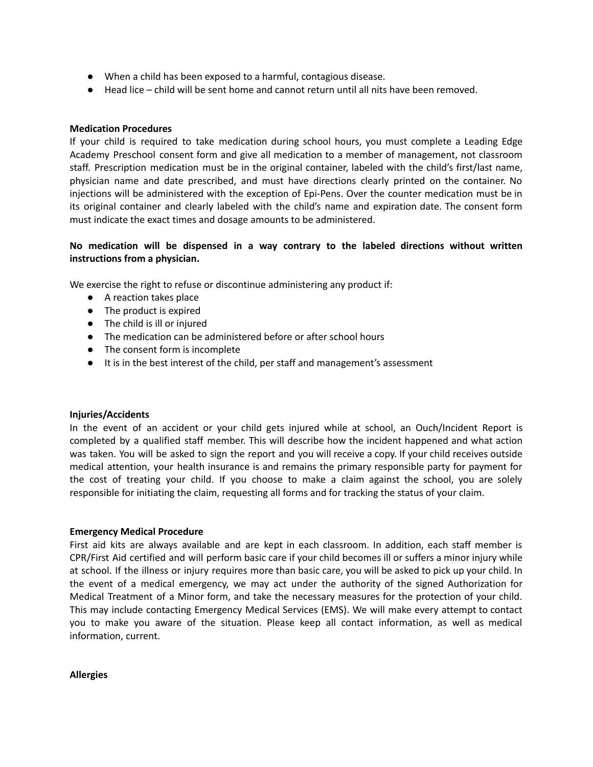- When a child has been exposed to a harmful, contagious disease.
- Head lice – child will be sent home and cannot return until all nits have been removed.

**Medication Procedures**

If your child is required to take medication during school hours, you must complete a Leading Edge Academy Preschool consent form and give all medication to a member of management, not classroom staff. Prescription medication must be in the original container, labeled with the child's first/last name, physician name and date prescribed, and must have directions clearly printed on the container. No injections will be administered with the exception of Epi-Pens. Over the counter medication must be in its original container and clearly labeled with the child's name and expiration date. The consent form must indicate the exact times and dosage amounts to be administered.

**No medication will be dispensed in a way contrary to the labeled directions without written instructions from a physician.**

We exercise the right to refuse or discontinue administering any product if:

- A reaction takes place
- The product is expired
- The child is ill or injured
- The medication can be administered before or after school hours
- The consent form is incomplete
- It is in the best interest of the child, per staff and management's assessment

**Injuries/Accidents**

In the event of an accident or your child gets injured while at school, an Ouch/Incident Report is completed by a qualified staff member. This will describe how the incident happened and what action was taken. You will be asked to sign the report and you will receive a copy. If your child receives outside medical attention, your health insurance is and remains the primary responsible party for payment for the cost of treating your child. If you choose to make a claim against the school, you are solely responsible for initiating the claim, requesting all forms and for tracking the status of your claim.

**Emergency Medical Procedure**

First aid kits are always available and are kept in each classroom. In addition, each staff member is CPR/First Aid certified and will perform basic care if your child becomes ill or suffers a minor injury while at school. If the illness or injury requires more than basic care, you will be asked to pick up your child. In the event of a medical emergency, we may act under the authority of the signed Authorization for Medical Treatment of a Minor form, and take the necessary measures for the protection of your child. This may include contacting Emergency Medical Services (EMS). We will make every attempt to contact you to make you aware of the situation. Please keep all contact information, as well as medical information, current.

**Allergies**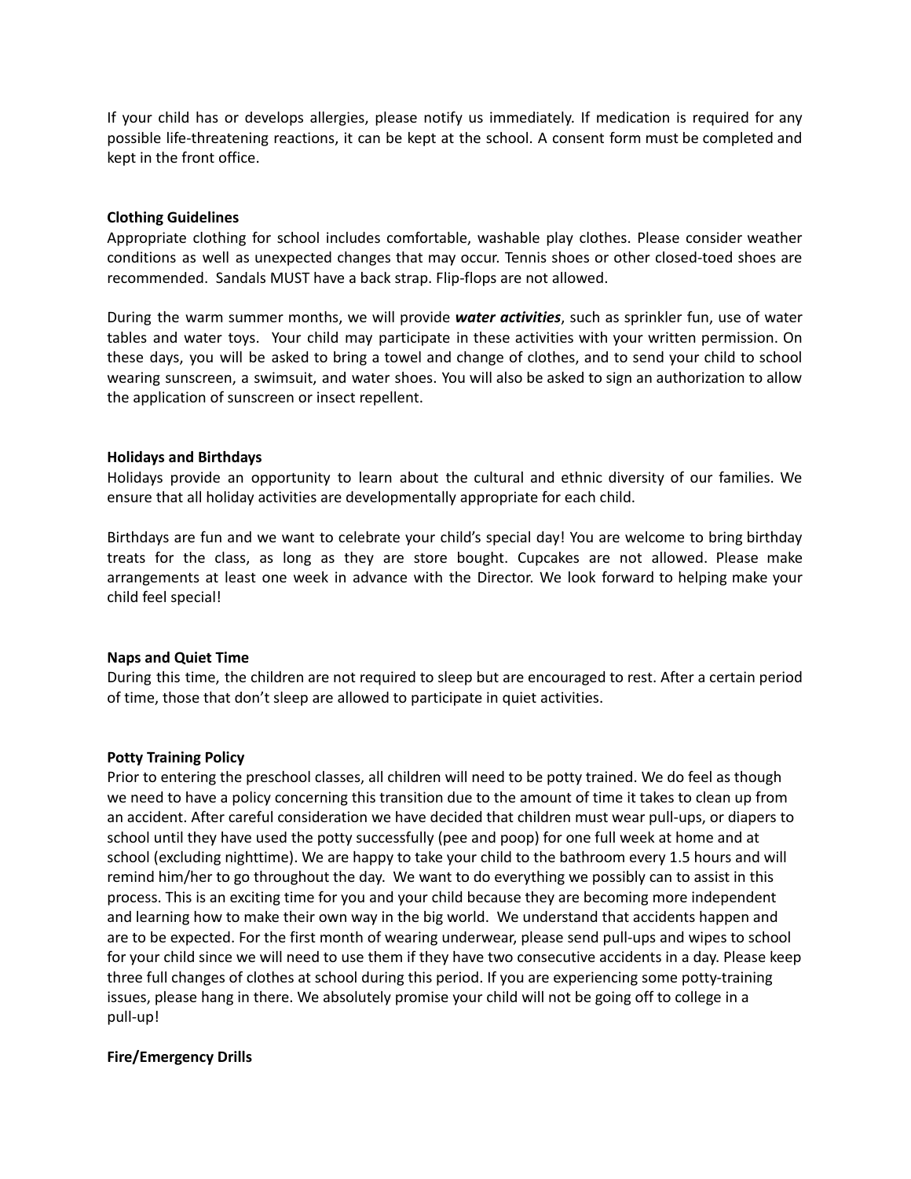If your child has or develops allergies, please notify us immediately. If medication is required for any possible life-threatening reactions, it can be kept at the school. A consent form must be completed and kept in the front office.

**Clothing Guidelines**

Appropriate clothing for school includes comfortable, washable play clothes. Please consider weather conditions as well as unexpected changes that may occur. Tennis shoes or other closed-toed shoes are recommended. Sandals MUST have a back strap. Flip-flops are not allowed.

During the warm summer months, we will provide ***water activities***, such as sprinkler fun, use of water tables and water toys. Your child may participate in these activities with your written permission. On these days, you will be asked to bring a towel and change of clothes, and to send your child to school wearing sunscreen, a swimsuit, and water shoes. You will also be asked to sign an authorization to allow the application of sunscreen or insect repellent.

**Holidays and Birthdays**

Holidays provide an opportunity to learn about the cultural and ethnic diversity of our families. We ensure that all holiday activities are developmentally appropriate for each child.

Birthdays are fun and we want to celebrate your child's special day! You are welcome to bring birthday treats for the class, as long as they are store bought. Cupcakes are not allowed. Please make arrangements at least one week in advance with the Director. We look forward to helping make your child feel special!

**Naps and Quiet Time**

During this time, the children are not required to sleep but are encouraged to rest. After a certain period of time, those that don't sleep are allowed to participate in quiet activities.

**Potty Training Policy**

Prior to entering the preschool classes, all children will need to be potty trained. We do feel as though we need to have a policy concerning this transition due to the amount of time it takes to clean up from an accident. After careful consideration we have decided that children must wear pull-ups, or diapers to school until they have used the potty successfully (pee and poop) for one full week at home and at school (excluding nighttime). We are happy to take your child to the bathroom every 1.5 hours and will remind him/her to go throughout the day. We want to do everything we possibly can to assist in this process. This is an exciting time for you and your child because they are becoming more independent and learning how to make their own way in the big world. We understand that accidents happen and are to be expected. For the first month of wearing underwear, please send pull-ups and wipes to school for your child since we will need to use them if they have two consecutive accidents in a day. Please keep three full changes of clothes at school during this period. If you are experiencing some potty-training issues, please hang in there. We absolutely promise your child will not be going off to college in a pull-up!

**Fire/Emergency Drills**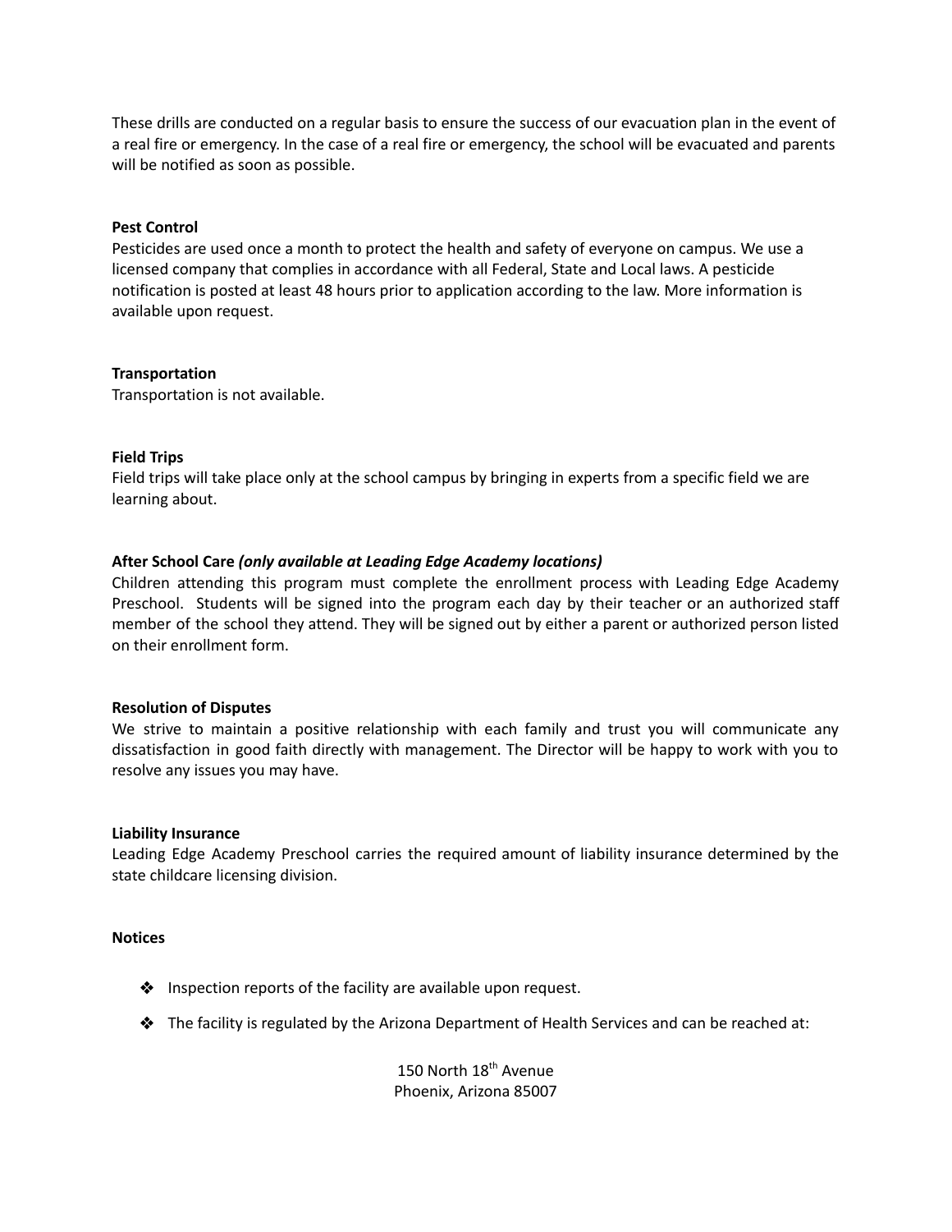These drills are conducted on a regular basis to ensure the success of our evacuation plan in the event of a real fire or emergency. In the case of a real fire or emergency, the school will be evacuated and parents will be notified as soon as possible.

**Pest Control**
Pesticides are used once a month to protect the health and safety of everyone on campus. We use a licensed company that complies in accordance with all Federal, State and Local laws. A pesticide notification is posted at least 48 hours prior to application according to the law. More information is available upon request.

**Transportation**
Transportation is not available.

**Field Trips**
Field trips will take place only at the school campus by bringing in experts from a specific field we are learning about.

**After School Care** ***(only available at Leading Edge Academy locations)***
Children attending this program must complete the enrollment process with Leading Edge Academy Preschool. Students will be signed into the program each day by their teacher or an authorized staff member of the school they attend. They will be signed out by either a parent or authorized person listed on their enrollment form.

**Resolution of Disputes**
We strive to maintain a positive relationship with each family and trust you will communicate any dissatisfaction in good faith directly with management. The Director will be happy to work with you to resolve any issues you may have.

**Liability Insurance**
Leading Edge Academy Preschool carries the required amount of liability insurance determined by the state childcare licensing division.

**Notices**

- Inspection reports of the facility are available upon request.
- The facility is regulated by the Arizona Department of Health Services and can be reached at:

150 North 18th Avenue
Phoenix, Arizona 85007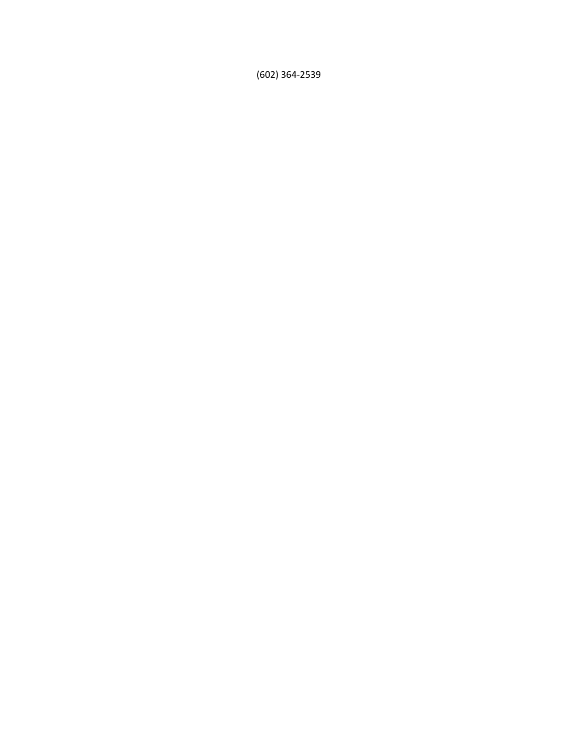(602) 364-2539